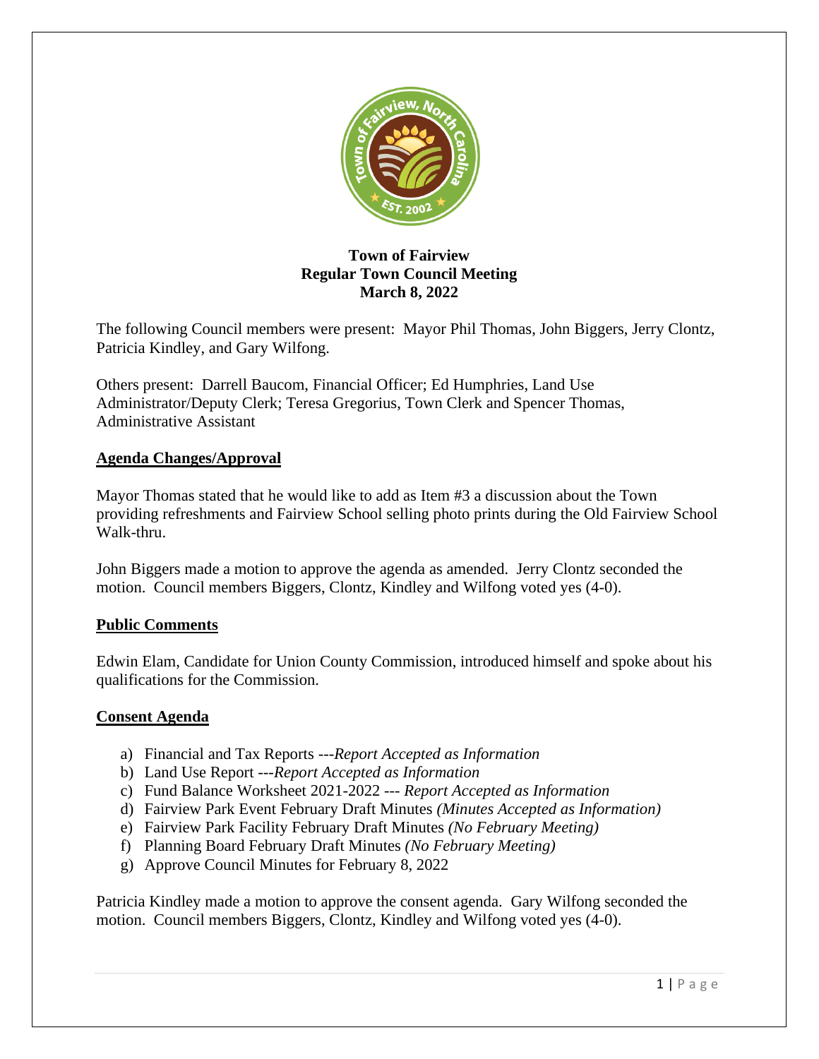**Town of Fairview**
**Regular Town Council Meeting**
**March 8, 2022**

The following Council members were present: Mayor Phil Thomas, John Biggers, Jerry Clontz, Patricia Kindley, and Gary Wilfong.

Others present: Darrell Baucom, Financial Officer; Ed Humphries, Land Use Administrator/Deputy Clerk; Teresa Gregorius, Town Clerk and Spencer Thomas, Administrative Assistant

## Agenda Changes/Approval

Mayor Thomas stated that he would like to add as Item #3 a discussion about the Town providing refreshments and Fairview School selling photo prints during the Old Fairview School Walk-thru.

John Biggers made a motion to approve the agenda as amended. Jerry Clontz seconded the motion. Council members Biggers, Clontz, Kindley and Wilfong voted yes (4-0).

## Public Comments

Edwin Elam, Candidate for Union County Commission, introduced himself and spoke about his qualifications for the Commission.

## Consent Agenda

a) Financial and Tax Reports ---*Report Accepted as Information*
b) Land Use Report ---*Report Accepted as Information*
c) Fund Balance Worksheet 2021-2022 --- *Report Accepted as Information*
d) Fairview Park Event February Draft Minutes *(Minutes Accepted as Information)*
e) Fairview Park Facility February Draft Minutes *(No February Meeting)*
f) Planning Board February Draft Minutes *(No February Meeting)*
g) Approve Council Minutes for February 8, 2022

Patricia Kindley made a motion to approve the consent agenda. Gary Wilfong seconded the motion. Council members Biggers, Clontz, Kindley and Wilfong voted yes (4-0).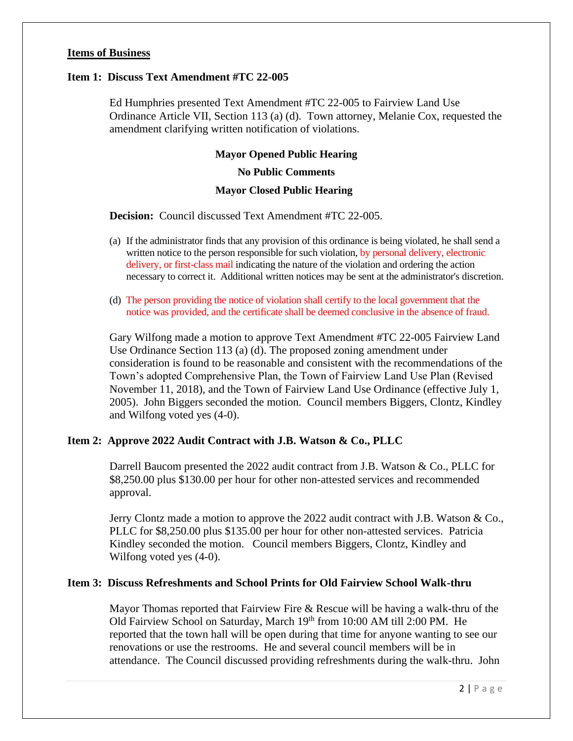## Items of Business

### Item 1: Discuss Text Amendment #TC 22-005

Ed Humphries presented Text Amendment #TC 22-005 to Fairview Land Use Ordinance Article VII, Section 113 (a) (d). Town attorney, Melanie Cox, requested the amendment clarifying written notification of violations.

**Mayor Opened Public Hearing**

**No Public Comments**

**Mayor Closed Public Hearing**

**Decision:** Council discussed Text Amendment #TC 22-005.

(a) If the administrator finds that any provision of this ordinance is being violated, he shall send a written notice to the person responsible for such violation, by personal delivery, electronic delivery, or first-class mail indicating the nature of the violation and ordering the action necessary to correct it. Additional written notices may be sent at the administrator's discretion.

(d) The person providing the notice of violation shall certify to the local government that the notice was provided, and the certificate shall be deemed conclusive in the absence of fraud.

Gary Wilfong made a motion to approve Text Amendment #TC 22-005 Fairview Land Use Ordinance Section 113 (a) (d). The proposed zoning amendment under consideration is found to be reasonable and consistent with the recommendations of the Town's adopted Comprehensive Plan, the Town of Fairview Land Use Plan (Revised November 11, 2018), and the Town of Fairview Land Use Ordinance (effective July 1, 2005). John Biggers seconded the motion. Council members Biggers, Clontz, Kindley and Wilfong voted yes (4-0).

### Item 2: Approve 2022 Audit Contract with J.B. Watson & Co., PLLC

Darrell Baucom presented the 2022 audit contract from J.B. Watson & Co., PLLC for $8,250.00 plus $130.00 per hour for other non-attested services and recommended approval.

Jerry Clontz made a motion to approve the 2022 audit contract with J.B. Watson & Co., PLLC for $8,250.00 plus $135.00 per hour for other non-attested services. Patricia Kindley seconded the motion. Council members Biggers, Clontz, Kindley and Wilfong voted yes (4-0).

### Item 3: Discuss Refreshments and School Prints for Old Fairview School Walk-thru

Mayor Thomas reported that Fairview Fire & Rescue will be having a walk-thru of the Old Fairview School on Saturday, March 19th from 10:00 AM till 2:00 PM. He reported that the town hall will be open during that time for anyone wanting to see our renovations or use the restrooms. He and several council members will be in attendance. The Council discussed providing refreshments during the walk-thru. John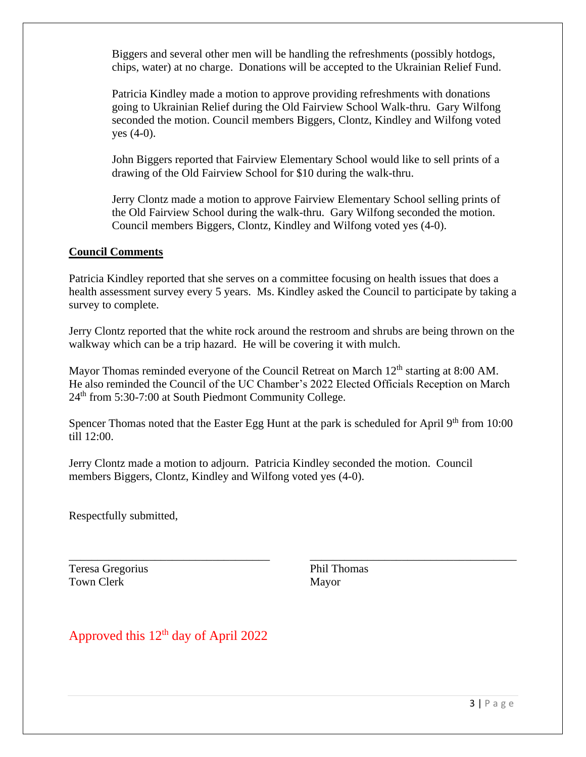Biggers and several other men will be handling the refreshments (possibly hotdogs, chips, water) at no charge. Donations will be accepted to the Ukrainian Relief Fund.

Patricia Kindley made a motion to approve providing refreshments with donations going to Ukrainian Relief during the Old Fairview School Walk-thru. Gary Wilfong seconded the motion. Council members Biggers, Clontz, Kindley and Wilfong voted yes (4-0).

John Biggers reported that Fairview Elementary School would like to sell prints of a drawing of the Old Fairview School for $10 during the walk-thru.

Jerry Clontz made a motion to approve Fairview Elementary School selling prints of the Old Fairview School during the walk-thru. Gary Wilfong seconded the motion. Council members Biggers, Clontz, Kindley and Wilfong voted yes (4-0).

**Council Comments**

Patricia Kindley reported that she serves on a committee focusing on health issues that does a health assessment survey every 5 years. Ms. Kindley asked the Council to participate by taking a survey to complete.

Jerry Clontz reported that the white rock around the restroom and shrubs are being thrown on the walkway which can be a trip hazard. He will be covering it with mulch.

Mayor Thomas reminded everyone of the Council Retreat on March 12th starting at 8:00 AM. He also reminded the Council of the UC Chamber's 2022 Elected Officials Reception on March 24th from 5:30-7:00 at South Piedmont Community College.

Spencer Thomas noted that the Easter Egg Hunt at the park is scheduled for April 9th from 10:00 till 12:00.

Jerry Clontz made a motion to adjourn. Patricia Kindley seconded the motion. Council members Biggers, Clontz, Kindley and Wilfong voted yes (4-0).

Respectfully submitted,

| | |
|---|---|
| ____________________________ | ____________________________ |
| Teresa Gregorius | Phil Thomas |
| Town Clerk | Mayor |

Approved this 12th day of April 2022